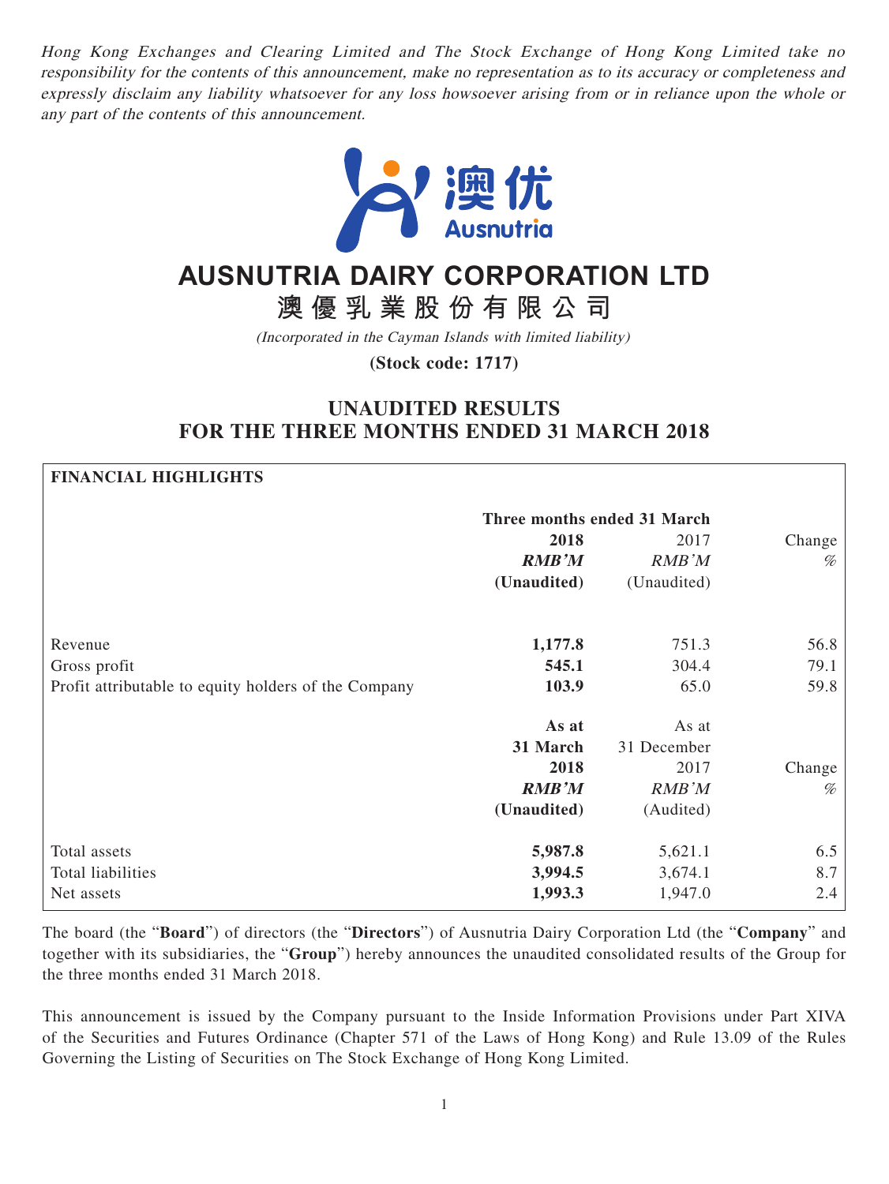*Hong Kong Exchanges and Clearing Limited and The Stock Exchange of Hong Kong Limited take no responsibility for the contents of this announcement, make no representation as to its accuracy or completeness and expressly disclaim any liability whatsoever for any loss howsoever arising from or in reliance upon the whole or any part of the contents of this announcement.*

# AUSNUTRIA DAIRY CORPORATION LTD

# 澳優乳業股份有限公司

*(Incorporated in the Cayman Islands with limited liability)*

**(Stock code: 1717)**

## UNAUDITED RESULTS FOR THE THREE MONTHS ENDED 31 MARCH 2018

**FINANCIAL HIGHLIGHTS**

| | **Three months ended 31 March** | | |
|---|---|---|---|
| | **2018** | 2017 | Change |
| | ***RMB'M*** | *RMB'M* | *%* |
| | **(Unaudited)** | (Unaudited) | |
| Revenue | **1,177.8** | 751.3 | 56.8 |
| Gross profit | **545.1** | 304.4 | 79.1 |
| Profit attributable to equity holders of the Company | **103.9** | 65.0 | 59.8 |
| | **As at 31 March 2018** | As at 31 December 2017 | Change |
| | ***RMB'M*** | *RMB'M* | *%* |
| | **(Unaudited)** | (Audited) | |
| Total assets | **5,987.8** | 5,621.1 | 6.5 |
| Total liabilities | **3,994.5** | 3,674.1 | 8.7 |
| Net assets | **1,993.3** | 1,947.0 | 2.4 |

The board (the "**Board**") of directors (the "**Directors**") of Ausnutria Dairy Corporation Ltd (the "**Company**" and together with its subsidiaries, the "**Group**") hereby announces the unaudited consolidated results of the Group for the three months ended 31 March 2018.

This announcement is issued by the Company pursuant to the Inside Information Provisions under Part XIVA of the Securities and Futures Ordinance (Chapter 571 of the Laws of Hong Kong) and Rule 13.09 of the Rules Governing the Listing of Securities on The Stock Exchange of Hong Kong Limited.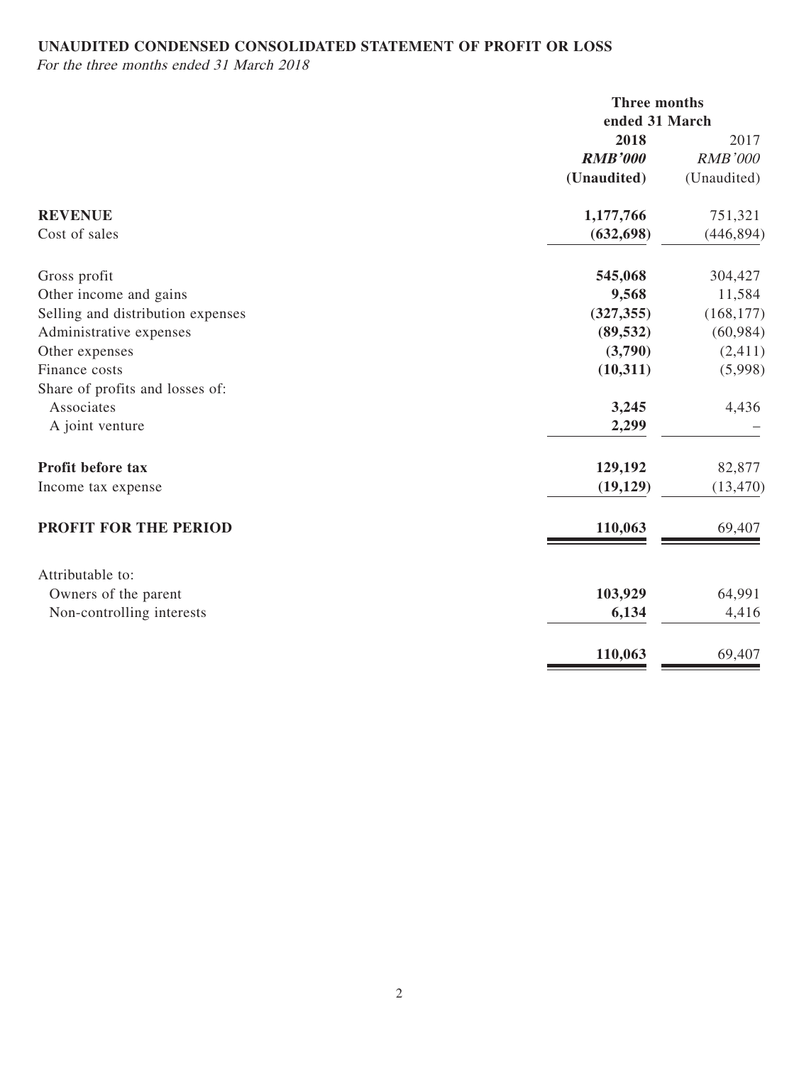**UNAUDITED CONDENSED CONSOLIDATED STATEMENT OF PROFIT OR LOSS**

*For the three months ended 31 March 2018*

| | Three months ended 31 March | |
|---|---|---|
| | **2018** | 2017 |
| | ***RMB'000*** | *RMB'000* |
| | **(Unaudited)** | (Unaudited) |
| **REVENUE** | **1,177,766** | 751,321 |
| Cost of sales | **(632,698)** | (446,894) |
| Gross profit | **545,068** | 304,427 |
| Other income and gains | **9,568** | 11,584 |
| Selling and distribution expenses | **(327,355)** | (168,177) |
| Administrative expenses | **(89,532)** | (60,984) |
| Other expenses | **(3,790)** | (2,411) |
| Finance costs | **(10,311)** | (5,998) |
| Share of profits and losses of: | | |
| Associates | **3,245** | 4,436 |
| A joint venture | **2,299** | – |
| **Profit before tax** | **129,192** | 82,877 |
| Income tax expense | **(19,129)** | (13,470) |
| **PROFIT FOR THE PERIOD** | **110,063** | 69,407 |
| Attributable to: | | |
| Owners of the parent | **103,929** | 64,991 |
| Non-controlling interests | **6,134** | 4,416 |
| | **110,063** | 69,407 |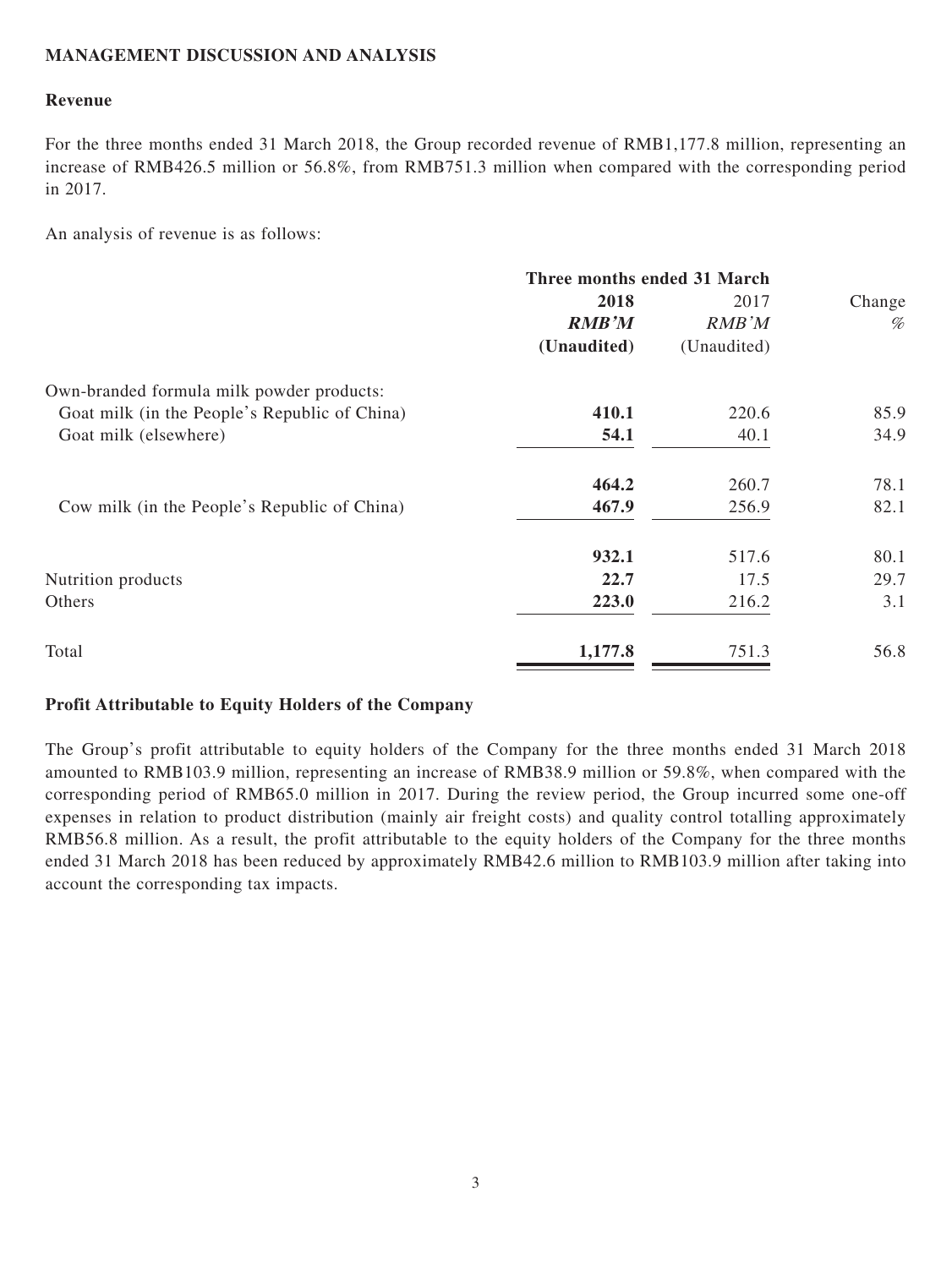## MANAGEMENT DISCUSSION AND ANALYSIS

### Revenue

For the three months ended 31 March 2018, the Group recorded revenue of RMB1,177.8 million, representing an increase of RMB426.5 million or 56.8%, from RMB751.3 million when compared with the corresponding period in 2017.

An analysis of revenue is as follows:

| | Three months ended 31 March | | |
|---|---|---|---|
| | **2018** | 2017 | Change |
| | ***RMB'M*** | *RMB'M* | *%* |
| | **(Unaudited)** | (Unaudited) | |
| Own-branded formula milk powder products: | | | |
| Goat milk (in the People's Republic of China) | **410.1** | 220.6 | 85.9 |
| Goat milk (elsewhere) | **54.1** | 40.1 | 34.9 |
| | **464.2** | 260.7 | 78.1 |
| Cow milk (in the People's Republic of China) | **467.9** | 256.9 | 82.1 |
| | **932.1** | 517.6 | 80.1 |
| Nutrition products | **22.7** | 17.5 | 29.7 |
| Others | **223.0** | 216.2 | 3.1 |
| Total | **1,177.8** | 751.3 | 56.8 |

### Profit Attributable to Equity Holders of the Company

The Group's profit attributable to equity holders of the Company for the three months ended 31 March 2018 amounted to RMB103.9 million, representing an increase of RMB38.9 million or 59.8%, when compared with the corresponding period of RMB65.0 million in 2017. During the review period, the Group incurred some one-off expenses in relation to product distribution (mainly air freight costs) and quality control totalling approximately RMB56.8 million. As a result, the profit attributable to the equity holders of the Company for the three months ended 31 March 2018 has been reduced by approximately RMB42.6 million to RMB103.9 million after taking into account the corresponding tax impacts.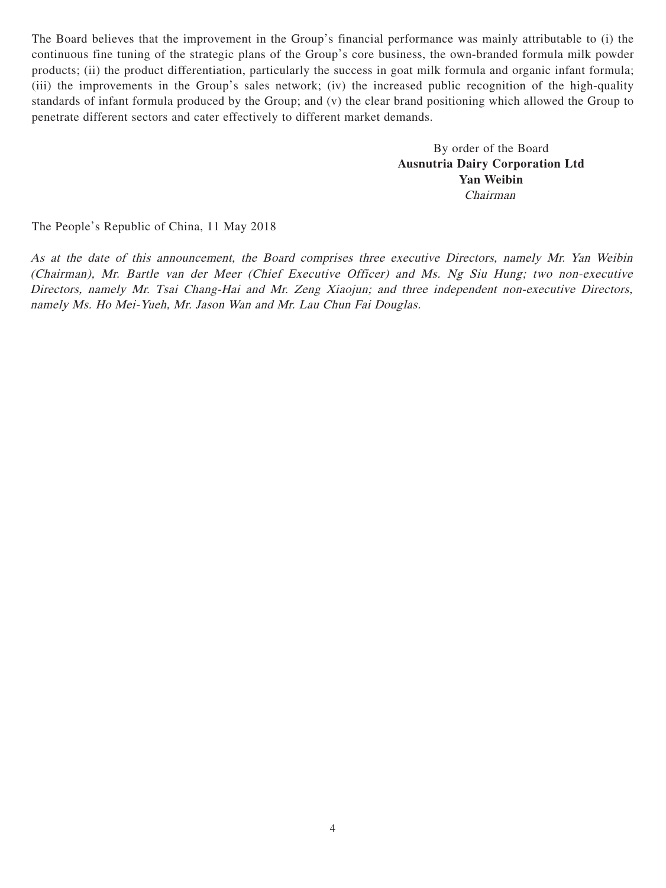The Board believes that the improvement in the Group's financial performance was mainly attributable to (i) the continuous fine tuning of the strategic plans of the Group's core business, the own-branded formula milk powder products; (ii) the product differentiation, particularly the success in goat milk formula and organic infant formula; (iii) the improvements in the Group's sales network; (iv) the increased public recognition of the high-quality standards of infant formula produced by the Group; and (v) the clear brand positioning which allowed the Group to penetrate different sectors and cater effectively to different market demands.

By order of the Board
**Ausnutria Dairy Corporation Ltd**
**Yan Weibin**
*Chairman*

The People's Republic of China, 11 May 2018

*As at the date of this announcement, the Board comprises three executive Directors, namely Mr. Yan Weibin (Chairman), Mr. Bartle van der Meer (Chief Executive Officer) and Ms. Ng Siu Hung; two non-executive Directors, namely Mr. Tsai Chang-Hai and Mr. Zeng Xiaojun; and three independent non-executive Directors, namely Ms. Ho Mei-Yueh, Mr. Jason Wan and Mr. Lau Chun Fai Douglas.*